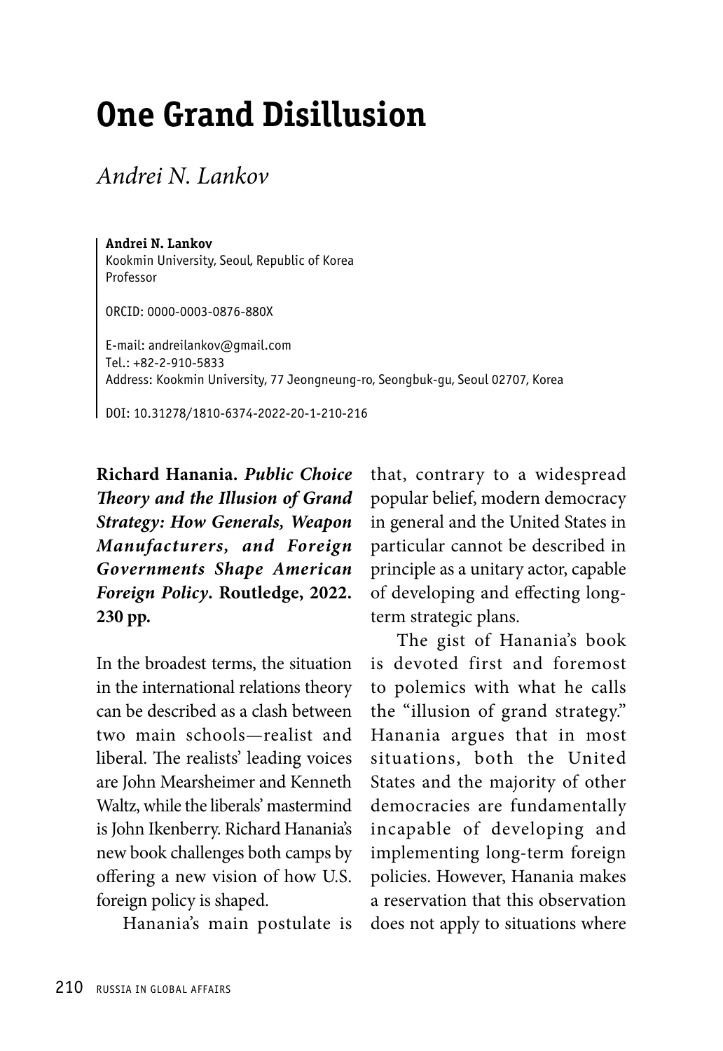# One Grand Disillusion

*Andrei N. Lankov*

**Andrei N. Lankov**
Kookmin University, Seoul, Republic of Korea
Professor

ORCID: 0000-0003-0876-880X

E-mail: andreilankov@gmail.com
Tel.: +82-2-910-5833
Address: Kookmin University, 77 Jeongneung-ro, Seongbuk-gu, Seoul 02707, Korea

DOI: 10.31278/1810-6374-2022-20-1-210-216

**Richard Hanania. *Public Choice Theory and the Illusion of Grand Strategy: How Generals, Weapon Manufacturers, and Foreign Governments Shape American Foreign Policy.* Routledge, 2022. 230 pp.**

In the broadest terms, the situation in the international relations theory can be described as a clash between two main schools—realist and liberal. The realists' leading voices are John Mearsheimer and Kenneth Waltz, while the liberals' mastermind is John Ikenberry. Richard Hanania's new book challenges both camps by offering a new vision of how U.S. foreign policy is shaped.

Hanania's main postulate is that, contrary to a widespread popular belief, modern democracy in general and the United States in particular cannot be described in principle as a unitary actor, capable of developing and effecting long-term strategic plans.

The gist of Hanania's book is devoted first and foremost to polemics with what he calls the "illusion of grand strategy." Hanania argues that in most situations, both the United States and the majority of other democracies are fundamentally incapable of developing and implementing long-term foreign policies. However, Hanania makes a reservation that this observation does not apply to situations where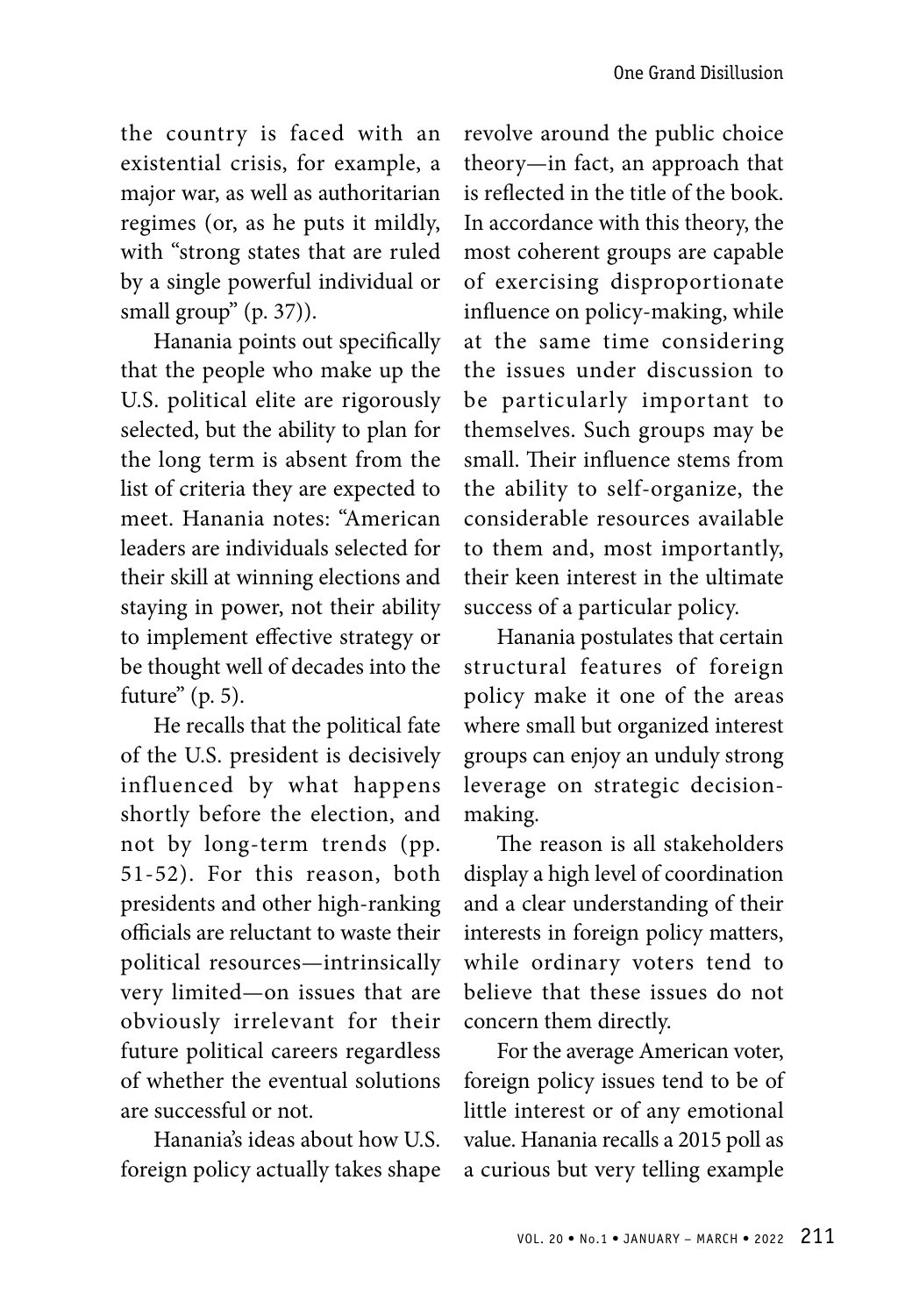the country is faced with an existential crisis, for example, a major war, as well as authoritarian regimes (or, as he puts it mildly, with "strong states that are ruled by a single powerful individual or small group" (p. 37)).

Hanania points out specifically that the people who make up the U.S. political elite are rigorously selected, but the ability to plan for the long term is absent from the list of criteria they are expected to meet. Hanania notes: "American leaders are individuals selected for their skill at winning elections and staying in power, not their ability to implement effective strategy or be thought well of decades into the future" (p. 5).

He recalls that the political fate of the U.S. president is decisively influenced by what happens shortly before the election, and not by long-term trends (pp. 51-52). For this reason, both presidents and other high-ranking officials are reluctant to waste their political resources—intrinsically very limited—on issues that are obviously irrelevant for their future political careers regardless of whether the eventual solutions are successful or not.

Hanania's ideas about how U.S. foreign policy actually takes shape revolve around the public choice theory—in fact, an approach that is reflected in the title of the book. In accordance with this theory, the most coherent groups are capable of exercising disproportionate influence on policy-making, while at the same time considering the issues under discussion to be particularly important to themselves. Such groups may be small. Their influence stems from the ability to self-organize, the considerable resources available to them and, most importantly, their keen interest in the ultimate success of a particular policy.

Hanania postulates that certain structural features of foreign policy make it one of the areas where small but organized interest groups can enjoy an unduly strong leverage on strategic decision-making.

The reason is all stakeholders display a high level of coordination and a clear understanding of their interests in foreign policy matters, while ordinary voters tend to believe that these issues do not concern them directly.

For the average American voter, foreign policy issues tend to be of little interest or of any emotional value. Hanania recalls a 2015 poll as a curious but very telling example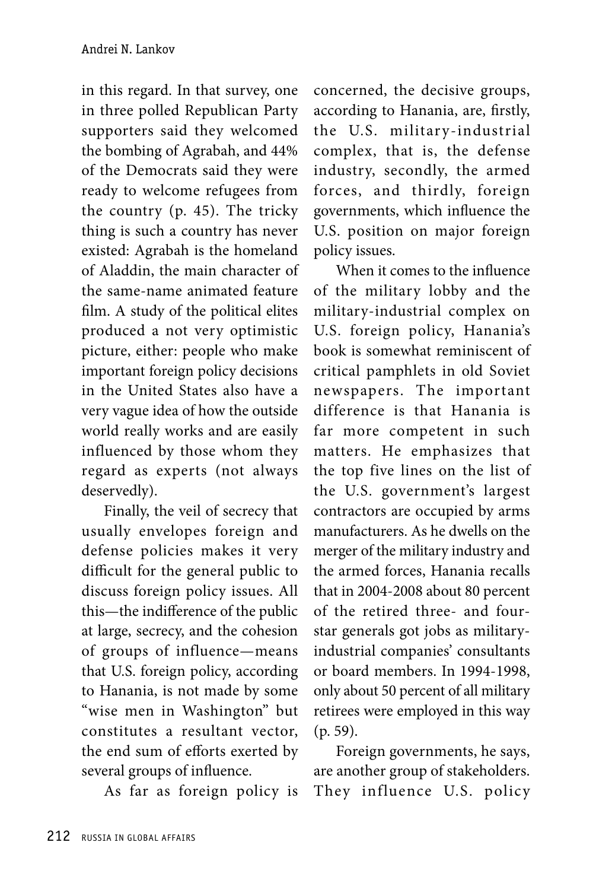in this regard. In that survey, one in three polled Republican Party supporters said they welcomed the bombing of Agrabah, and 44% of the Democrats said they were ready to welcome refugees from the country (p. 45). The tricky thing is such a country has never existed: Agrabah is the homeland of Aladdin, the main character of the same-name animated feature film. A study of the political elites produced a not very optimistic picture, either: people who make important foreign policy decisions in the United States also have a very vague idea of how the outside world really works and are easily influenced by those whom they regard as experts (not always deservedly).

Finally, the veil of secrecy that usually envelopes foreign and defense policies makes it very difficult for the general public to discuss foreign policy issues. All this—the indifference of the public at large, secrecy, and the cohesion of groups of influence—means that U.S. foreign policy, according to Hanania, is not made by some "wise men in Washington" but constitutes a resultant vector, the end sum of efforts exerted by several groups of influence.

As far as foreign policy is concerned, the decisive groups, according to Hanania, are, firstly, the U.S. military-industrial complex, that is, the defense industry, secondly, the armed forces, and thirdly, foreign governments, which influence the U.S. position on major foreign policy issues.

When it comes to the influence of the military lobby and the military-industrial complex on U.S. foreign policy, Hanania's book is somewhat reminiscent of critical pamphlets in old Soviet newspapers. The important difference is that Hanania is far more competent in such matters. He emphasizes that the top five lines on the list of the U.S. government's largest contractors are occupied by arms manufacturers. As he dwells on the merger of the military industry and the armed forces, Hanania recalls that in 2004-2008 about 80 percent of the retired three- and four-star generals got jobs as military-industrial companies' consultants or board members. In 1994-1998, only about 50 percent of all military retirees were employed in this way (p. 59).

Foreign governments, he says, are another group of stakeholders. They influence U.S. policy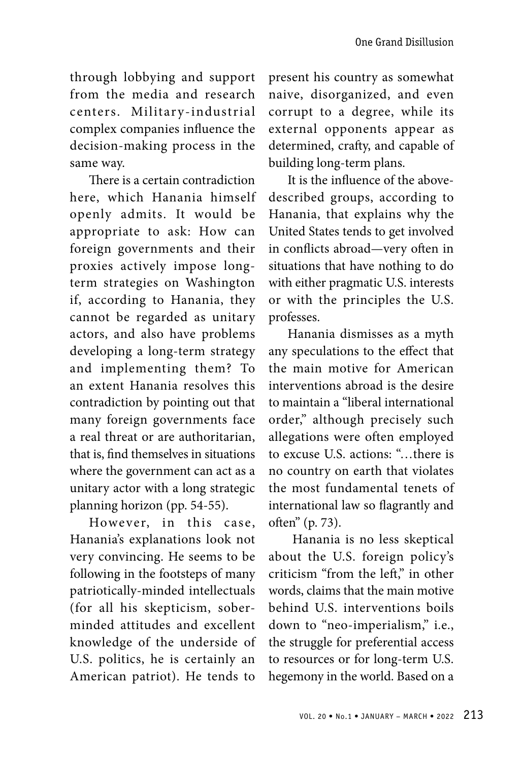through lobbying and support from the media and research centers. Military-industrial complex companies influence the decision-making process in the same way.

There is a certain contradiction here, which Hanania himself openly admits. It would be appropriate to ask: How can foreign governments and their proxies actively impose long-term strategies on Washington if, according to Hanania, they cannot be regarded as unitary actors, and also have problems developing a long-term strategy and implementing them? To an extent Hanania resolves this contradiction by pointing out that many foreign governments face a real threat or are authoritarian, that is, find themselves in situations where the government can act as a unitary actor with a long strategic planning horizon (pp. 54-55).

However, in this case, Hanania's explanations look not very convincing. He seems to be following in the footsteps of many patriotically-minded intellectuals (for all his skepticism, sober-minded attitudes and excellent knowledge of the underside of U.S. politics, he is certainly an American patriot). He tends to present his country as somewhat naive, disorganized, and even corrupt to a degree, while its external opponents appear as determined, crafty, and capable of building long-term plans.

It is the influence of the above-described groups, according to Hanania, that explains why the United States tends to get involved in conflicts abroad—very often in situations that have nothing to do with either pragmatic U.S. interests or with the principles the U.S. professes.

Hanania dismisses as a myth any speculations to the effect that the main motive for American interventions abroad is the desire to maintain a "liberal international order," although precisely such allegations were often employed to excuse U.S. actions: "…there is no country on earth that violates the most fundamental tenets of international law so flagrantly and often" (p. 73).

Hanania is no less skeptical about the U.S. foreign policy's criticism "from the left," in other words, claims that the main motive behind U.S. interventions boils down to "neo-imperialism," i.e., the struggle for preferential access to resources or for long-term U.S. hegemony in the world. Based on a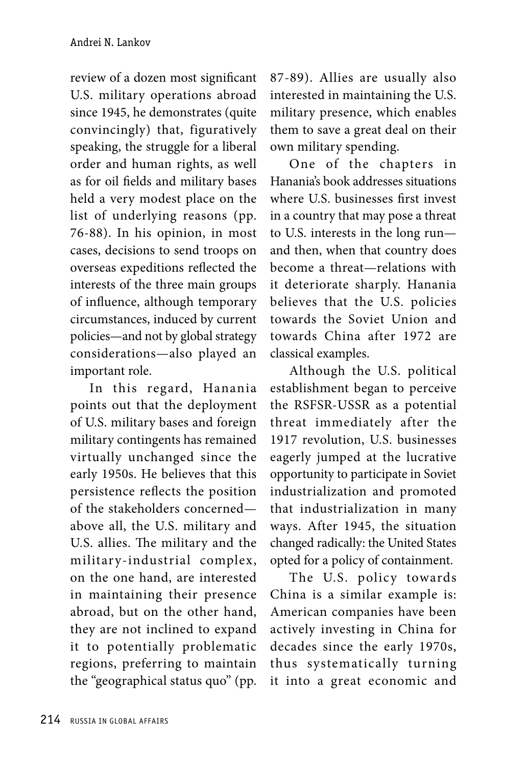review of a dozen most significant U.S. military operations abroad since 1945, he demonstrates (quite convincingly) that, figuratively speaking, the struggle for a liberal order and human rights, as well as for oil fields and military bases held a very modest place on the list of underlying reasons (pp. 76-88). In his opinion, in most cases, decisions to send troops on overseas expeditions reflected the interests of the three main groups of influence, although temporary circumstances, induced by current policies—and not by global strategy considerations—also played an important role.

In this regard, Hanania points out that the deployment of U.S. military bases and foreign military contingents has remained virtually unchanged since the early 1950s. He believes that this persistence reflects the position of the stakeholders concerned—above all, the U.S. military and U.S. allies. The military and the military-industrial complex, on the one hand, are interested in maintaining their presence abroad, but on the other hand, they are not inclined to expand it to potentially problematic regions, preferring to maintain the "geographical status quo" (pp. 87-89). Allies are usually also interested in maintaining the U.S. military presence, which enables them to save a great deal on their own military spending.

One of the chapters in Hanania's book addresses situations where U.S. businesses first invest in a country that may pose a threat to U.S. interests in the long run—and then, when that country does become a threat—relations with it deteriorate sharply. Hanania believes that the U.S. policies towards the Soviet Union and towards China after 1972 are classical examples.

Although the U.S. political establishment began to perceive the RSFSR-USSR as a potential threat immediately after the 1917 revolution, U.S. businesses eagerly jumped at the lucrative opportunity to participate in Soviet industrialization and promoted that industrialization in many ways. After 1945, the situation changed radically: the United States opted for a policy of containment.

The U.S. policy towards China is a similar example is: American companies have been actively investing in China for decades since the early 1970s, thus systematically turning it into a great economic and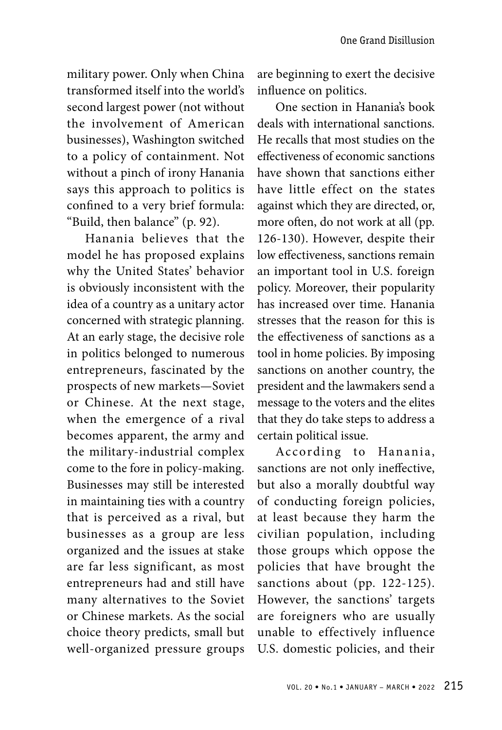military power. Only when China transformed itself into the world's second largest power (not without the involvement of American businesses), Washington switched to a policy of containment. Not without a pinch of irony Hanania says this approach to politics is confined to a very brief formula: "Build, then balance" (p. 92).

Hanania believes that the model he has proposed explains why the United States' behavior is obviously inconsistent with the idea of a country as a unitary actor concerned with strategic planning. At an early stage, the decisive role in politics belonged to numerous entrepreneurs, fascinated by the prospects of new markets—Soviet or Chinese. At the next stage, when the emergence of a rival becomes apparent, the army and the military-industrial complex come to the fore in policy-making. Businesses may still be interested in maintaining ties with a country that is perceived as a rival, but businesses as a group are less organized and the issues at stake are far less significant, as most entrepreneurs had and still have many alternatives to the Soviet or Chinese markets. As the social choice theory predicts, small but well-organized pressure groups are beginning to exert the decisive influence on politics.

One section in Hanania's book deals with international sanctions. He recalls that most studies on the effectiveness of economic sanctions have shown that sanctions either have little effect on the states against which they are directed, or, more often, do not work at all (pp. 126-130). However, despite their low effectiveness, sanctions remain an important tool in U.S. foreign policy. Moreover, their popularity has increased over time. Hanania stresses that the reason for this is the effectiveness of sanctions as a tool in home policies. By imposing sanctions on another country, the president and the lawmakers send a message to the voters and the elites that they do take steps to address a certain political issue.

According to Hanania, sanctions are not only ineffective, but also a morally doubtful way of conducting foreign policies, at least because they harm the civilian population, including those groups which oppose the policies that have brought the sanctions about (pp. 122-125). However, the sanctions' targets are foreigners who are usually unable to effectively influence U.S. domestic policies, and their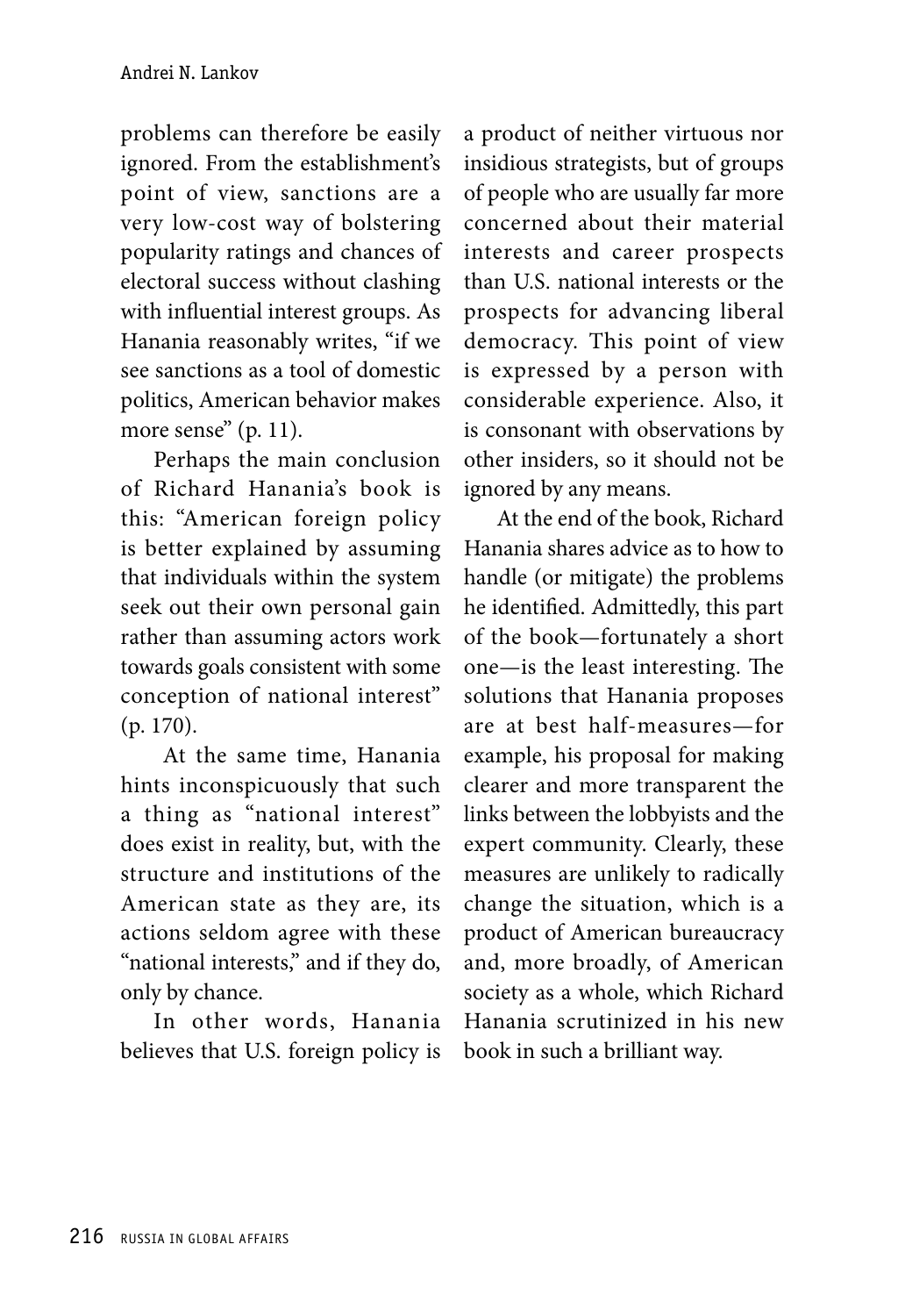problems can therefore be easily ignored. From the establishment's point of view, sanctions are a very low-cost way of bolstering popularity ratings and chances of electoral success without clashing with influential interest groups. As Hanania reasonably writes, "if we see sanctions as a tool of domestic politics, American behavior makes more sense" (p. 11).

Perhaps the main conclusion of Richard Hanania's book is this: "American foreign policy is better explained by assuming that individuals within the system seek out their own personal gain rather than assuming actors work towards goals consistent with some conception of national interest" (p. 170).

At the same time, Hanania hints inconspicuously that such a thing as "national interest" does exist in reality, but, with the structure and institutions of the American state as they are, its actions seldom agree with these "national interests," and if they do, only by chance.

In other words, Hanania believes that U.S. foreign policy is a product of neither virtuous nor insidious strategists, but of groups of people who are usually far more concerned about their material interests and career prospects than U.S. national interests or the prospects for advancing liberal democracy. This point of view is expressed by a person with considerable experience. Also, it is consonant with observations by other insiders, so it should not be ignored by any means.

At the end of the book, Richard Hanania shares advice as to how to handle (or mitigate) the problems he identified. Admittedly, this part of the book—fortunately a short one—is the least interesting. The solutions that Hanania proposes are at best half-measures—for example, his proposal for making clearer and more transparent the links between the lobbyists and the expert community. Clearly, these measures are unlikely to radically change the situation, which is a product of American bureaucracy and, more broadly, of American society as a whole, which Richard Hanania scrutinized in his new book in such a brilliant way.